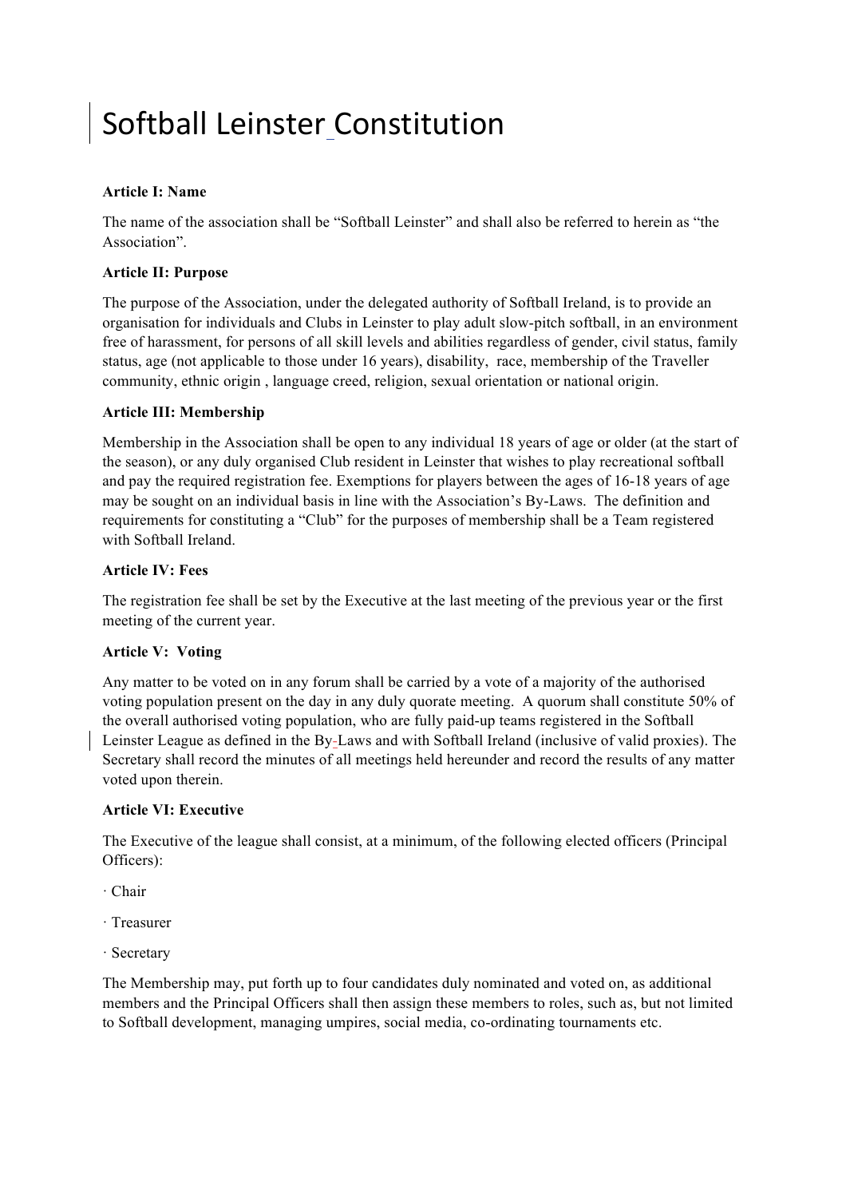# Softball Leinster Constitution

**Article I: Name**

The name of the association shall be “Softball Leinster” and shall also be referred to herein as “the Association”.

**Article II: Purpose**

The purpose of the Association, under the delegated authority of Softball Ireland, is to provide an organisation for individuals and Clubs in Leinster to play adult slow-pitch softball, in an environment free of harassment, for persons of all skill levels and abilities regardless of gender, civil status, family status, age (not applicable to those under 16 years), disability, race, membership of the Traveller community, ethnic origin , language creed, religion, sexual orientation or national origin.

**Article III: Membership**

Membership in the Association shall be open to any individual 18 years of age or older (at the start of the season), or any duly organised Club resident in Leinster that wishes to play recreational softball and pay the required registration fee. Exemptions for players between the ages of 16-18 years of age may be sought on an individual basis in line with the Association’s By-Laws. The definition and requirements for constituting a “Club” for the purposes of membership shall be a Team registered with Softball Ireland.

**Article IV: Fees**

The registration fee shall be set by the Executive at the last meeting of the previous year or the first meeting of the current year.

**Article V: Voting**

Any matter to be voted on in any forum shall be carried by a vote of a majority of the authorised voting population present on the day in any duly quorate meeting. A quorum shall constitute 50% of the overall authorised voting population, who are fully paid-up teams registered in the Softball Leinster League as defined in the By-Laws and with Softball Ireland (inclusive of valid proxies). The Secretary shall record the minutes of all meetings held hereunder and record the results of any matter voted upon therein.

**Article VI: Executive**

The Executive of the league shall consist, at a minimum, of the following elected officers (Principal Officers):

- Chair
- Treasurer
- Secretary

The Membership may, put forth up to four candidates duly nominated and voted on, as additional members and the Principal Officers shall then assign these members to roles, such as, but not limited to Softball development, managing umpires, social media, co-ordinating tournaments etc.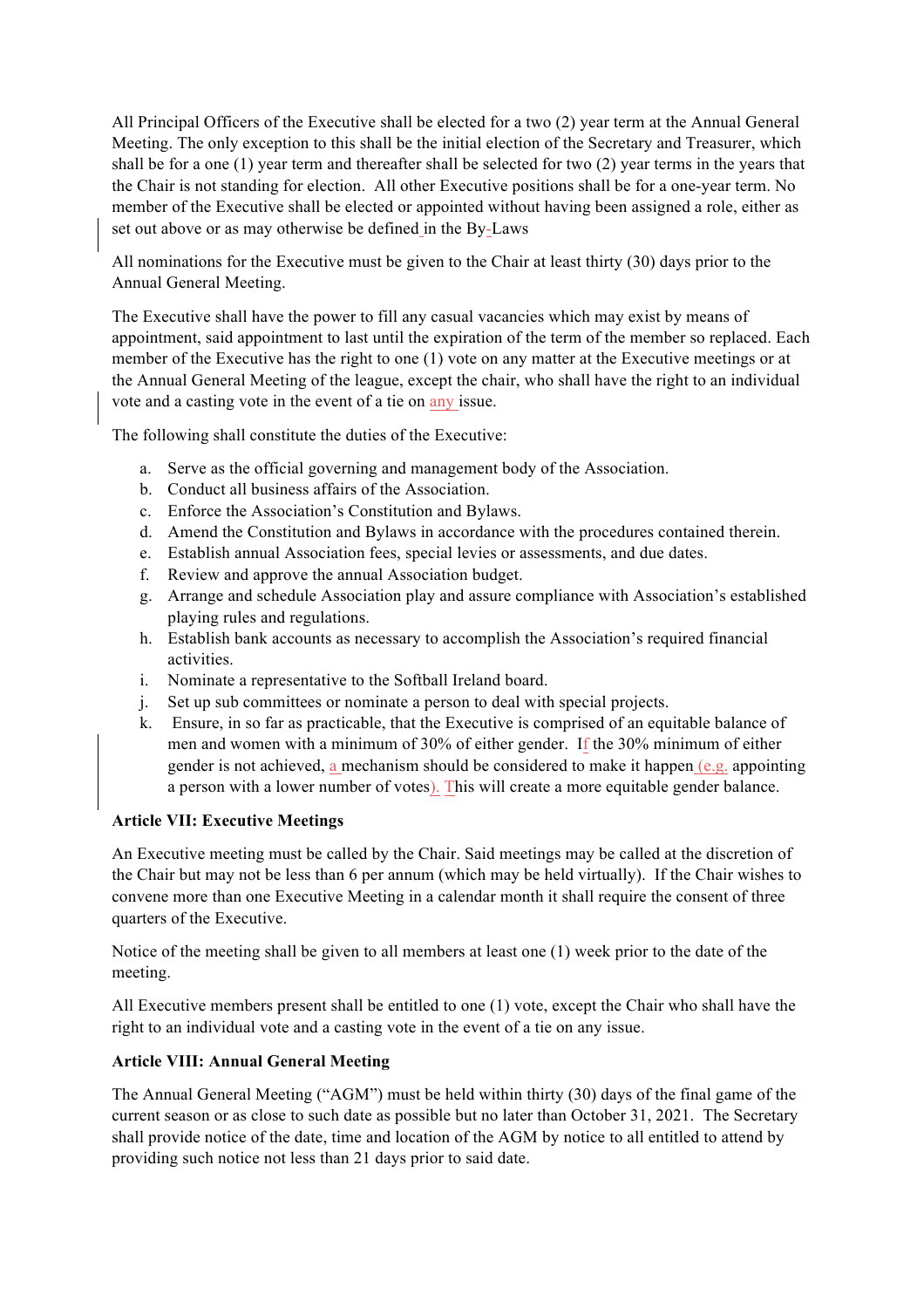All Principal Officers of the Executive shall be elected for a two (2) year term at the Annual General Meeting. The only exception to this shall be the initial election of the Secretary and Treasurer, which shall be for a one (1) year term and thereafter shall be selected for two (2) year terms in the years that the Chair is not standing for election. All other Executive positions shall be for a one-year term. No member of the Executive shall be elected or appointed without having been assigned a role, either as set out above or as may otherwise be defined in the By-Laws

All nominations for the Executive must be given to the Chair at least thirty (30) days prior to the Annual General Meeting.

The Executive shall have the power to fill any casual vacancies which may exist by means of appointment, said appointment to last until the expiration of the term of the member so replaced. Each member of the Executive has the right to one (1) vote on any matter at the Executive meetings or at the Annual General Meeting of the league, except the chair, who shall have the right to an individual vote and a casting vote in the event of a tie on any issue.

The following shall constitute the duties of the Executive:

a. Serve as the official governing and management body of the Association.
b. Conduct all business affairs of the Association.
c. Enforce the Association's Constitution and Bylaws.
d. Amend the Constitution and Bylaws in accordance with the procedures contained therein.
e. Establish annual Association fees, special levies or assessments, and due dates.
f. Review and approve the annual Association budget.
g. Arrange and schedule Association play and assure compliance with Association's established playing rules and regulations.
h. Establish bank accounts as necessary to accomplish the Association's required financial activities.
i. Nominate a representative to the Softball Ireland board.
j. Set up sub committees or nominate a person to deal with special projects.
k. Ensure, in so far as practicable, that the Executive is comprised of an equitable balance of men and women with a minimum of 30% of either gender. If the 30% minimum of either gender is not achieved, a mechanism should be considered to make it happen (e.g. appointing a person with a lower number of votes). This will create a more equitable gender balance.

**Article VII: Executive Meetings**

An Executive meeting must be called by the Chair. Said meetings may be called at the discretion of the Chair but may not be less than 6 per annum (which may be held virtually). If the Chair wishes to convene more than one Executive Meeting in a calendar month it shall require the consent of three quarters of the Executive.

Notice of the meeting shall be given to all members at least one (1) week prior to the date of the meeting.

All Executive members present shall be entitled to one (1) vote, except the Chair who shall have the right to an individual vote and a casting vote in the event of a tie on any issue.

**Article VIII: Annual General Meeting**

The Annual General Meeting ("AGM") must be held within thirty (30) days of the final game of the current season or as close to such date as possible but no later than October 31, 2021. The Secretary shall provide notice of the date, time and location of the AGM by notice to all entitled to attend by providing such notice not less than 21 days prior to said date.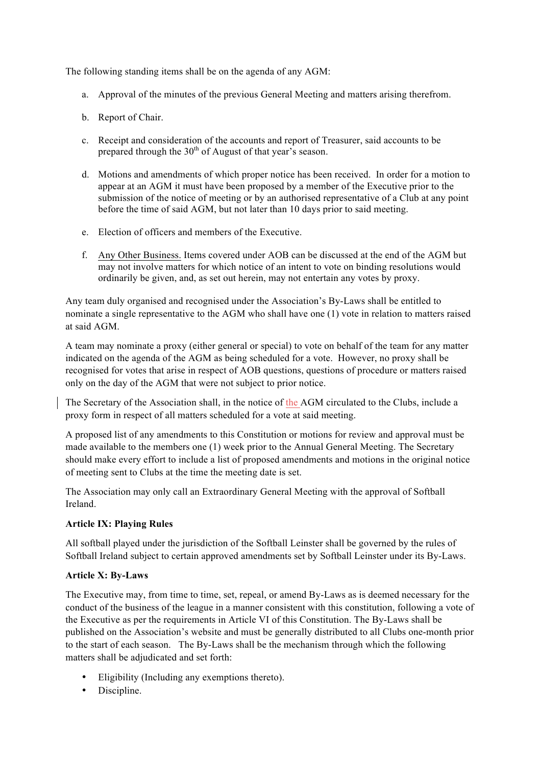The following standing items shall be on the agenda of any AGM:

a. Approval of the minutes of the previous General Meeting and matters arising therefrom.

b. Report of Chair.

c. Receipt and consideration of the accounts and report of Treasurer, said accounts to be prepared through the 30th of August of that year's season.

d. Motions and amendments of which proper notice has been received. In order for a motion to appear at an AGM it must have been proposed by a member of the Executive prior to the submission of the notice of meeting or by an authorised representative of a Club at any point before the time of said AGM, but not later than 10 days prior to said meeting.

e. Election of officers and members of the Executive.

f. Any Other Business. Items covered under AOB can be discussed at the end of the AGM but may not involve matters for which notice of an intent to vote on binding resolutions would ordinarily be given, and, as set out herein, may not entertain any votes by proxy.

Any team duly organised and recognised under the Association's By-Laws shall be entitled to nominate a single representative to the AGM who shall have one (1) vote in relation to matters raised at said AGM.

A team may nominate a proxy (either general or special) to vote on behalf of the team for any matter indicated on the agenda of the AGM as being scheduled for a vote. However, no proxy shall be recognised for votes that arise in respect of AOB questions, questions of procedure or matters raised only on the day of the AGM that were not subject to prior notice.

The Secretary of the Association shall, in the notice of the AGM circulated to the Clubs, include a proxy form in respect of all matters scheduled for a vote at said meeting.

A proposed list of any amendments to this Constitution or motions for review and approval must be made available to the members one (1) week prior to the Annual General Meeting. The Secretary should make every effort to include a list of proposed amendments and motions in the original notice of meeting sent to Clubs at the time the meeting date is set.

The Association may only call an Extraordinary General Meeting with the approval of Softball Ireland.

**Article IX: Playing Rules**

All softball played under the jurisdiction of the Softball Leinster shall be governed by the rules of Softball Ireland subject to certain approved amendments set by Softball Leinster under its By-Laws.

**Article X: By-Laws**

The Executive may, from time to time, set, repeal, or amend By-Laws as is deemed necessary for the conduct of the business of the league in a manner consistent with this constitution, following a vote of the Executive as per the requirements in Article VI of this Constitution. The By-Laws shall be published on the Association's website and must be generally distributed to all Clubs one-month prior to the start of each season. The By-Laws shall be the mechanism through which the following matters shall be adjudicated and set forth:

- Eligibility (Including any exemptions thereto).
- Discipline.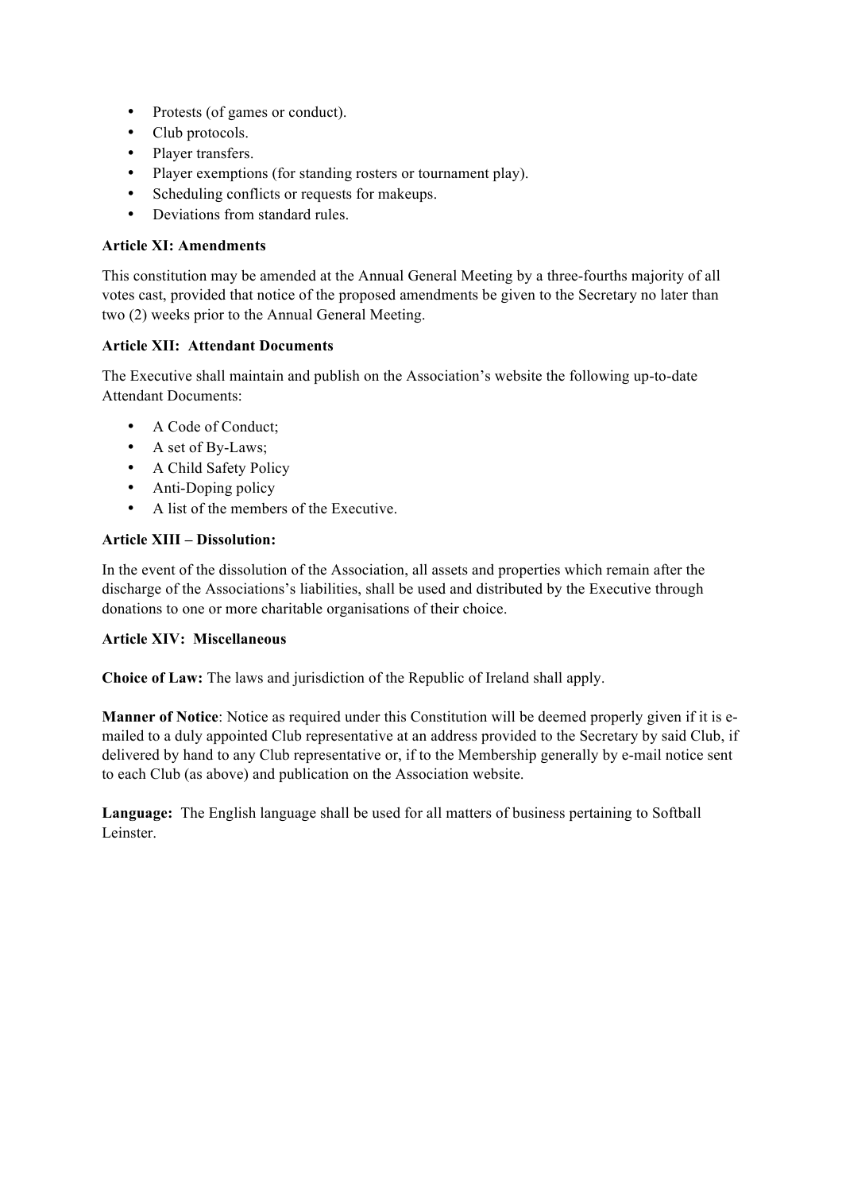- Protests (of games or conduct).
- Club protocols.
- Player transfers.
- Player exemptions (for standing rosters or tournament play).
- Scheduling conflicts or requests for makeups.
- Deviations from standard rules.

**Article XI: Amendments**

This constitution may be amended at the Annual General Meeting by a three-fourths majority of all votes cast, provided that notice of the proposed amendments be given to the Secretary no later than two (2) weeks prior to the Annual General Meeting.

**Article XII: Attendant Documents**

The Executive shall maintain and publish on the Association's website the following up-to-date Attendant Documents:

- A Code of Conduct;
- A set of By-Laws;
- A Child Safety Policy
- Anti-Doping policy
- A list of the members of the Executive.

**Article XIII – Dissolution:**

In the event of the dissolution of the Association, all assets and properties which remain after the discharge of the Associations's liabilities, shall be used and distributed by the Executive through donations to one or more charitable organisations of their choice.

**Article XIV: Miscellaneous**

**Choice of Law:** The laws and jurisdiction of the Republic of Ireland shall apply.

**Manner of Notice**: Notice as required under this Constitution will be deemed properly given if it is e-mailed to a duly appointed Club representative at an address provided to the Secretary by said Club, if delivered by hand to any Club representative or, if to the Membership generally by e-mail notice sent to each Club (as above) and publication on the Association website.

**Language:** The English language shall be used for all matters of business pertaining to Softball Leinster.